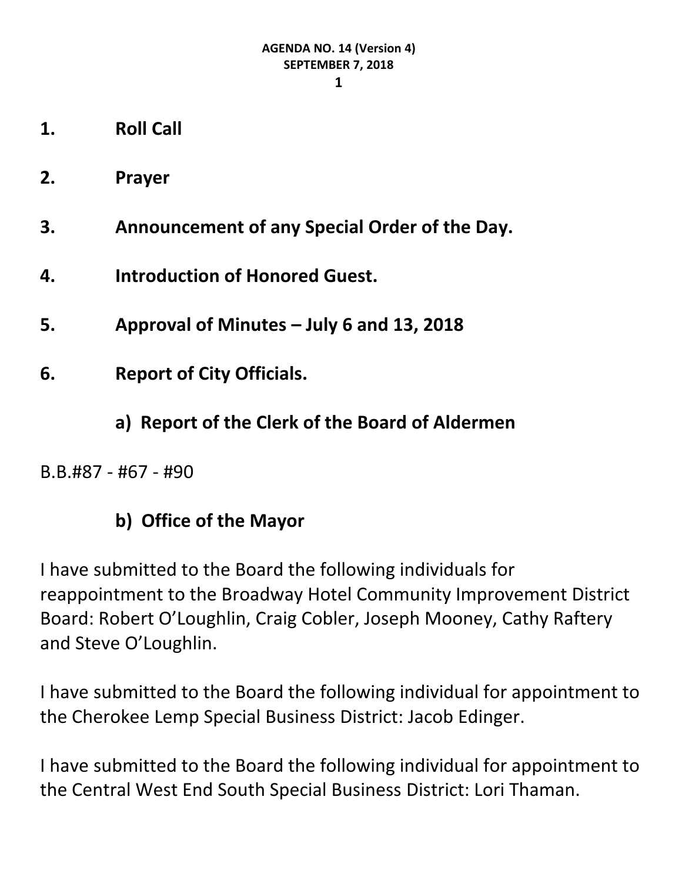**AGENDA NO. 14 (Version 4)**
**SEPTEMBER 7, 2018**

**1. Roll Call**

**2. Prayer**

**3. Announcement of any Special Order of the Day.**

**4. Introduction of Honored Guest.**

**5. Approval of Minutes – July 6 and 13, 2018**

**6. Report of City Officials.**

**a) Report of the Clerk of the Board of Aldermen**

B.B.#87 - #67 - #90

**b) Office of the Mayor**

I have submitted to the Board the following individuals for reappointment to the Broadway Hotel Community Improvement District Board: Robert O'Loughlin, Craig Cobler, Joseph Mooney, Cathy Raftery and Steve O'Loughlin.

I have submitted to the Board the following individual for appointment to the Cherokee Lemp Special Business District: Jacob Edinger.

I have submitted to the Board the following individual for appointment to the Central West End South Special Business District: Lori Thaman.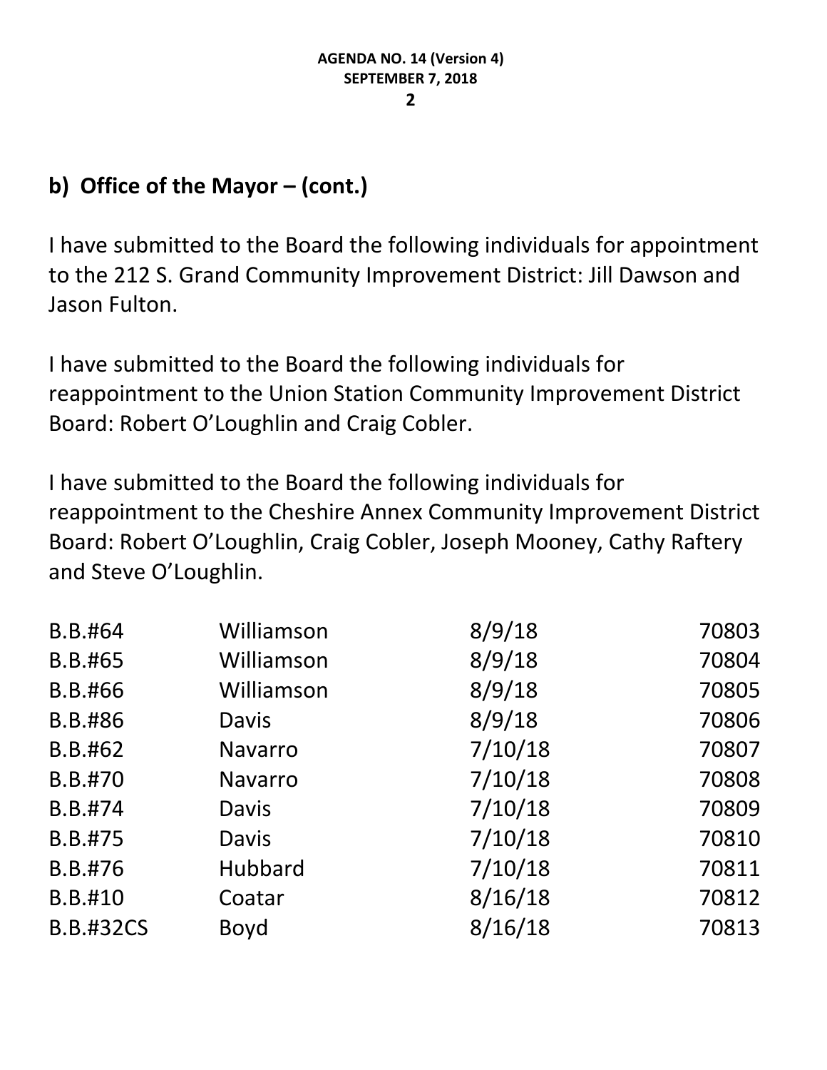## b) Office of the Mayor – (cont.)

I have submitted to the Board the following individuals for appointment to the 212 S. Grand Community Improvement District: Jill Dawson and Jason Fulton.

I have submitted to the Board the following individuals for reappointment to the Union Station Community Improvement District Board: Robert O'Loughlin and Craig Cobler.

I have submitted to the Board the following individuals for reappointment to the Cheshire Annex Community Improvement District Board: Robert O'Loughlin, Craig Cobler, Joseph Mooney, Cathy Raftery and Steve O'Loughlin.

| | | | |
|---|---|---|---|
| B.B.#64 | Williamson | 8/9/18 | 70803 |
| B.B.#65 | Williamson | 8/9/18 | 70804 |
| B.B.#66 | Williamson | 8/9/18 | 70805 |
| B.B.#86 | Davis | 8/9/18 | 70806 |
| B.B.#62 | Navarro | 7/10/18 | 70807 |
| B.B.#70 | Navarro | 7/10/18 | 70808 |
| B.B.#74 | Davis | 7/10/18 | 70809 |
| B.B.#75 | Davis | 7/10/18 | 70810 |
| B.B.#76 | Hubbard | 7/10/18 | 70811 |
| B.B.#10 | Coatar | 8/16/18 | 70812 |
| B.B.#32CS | Boyd | 8/16/18 | 70813 |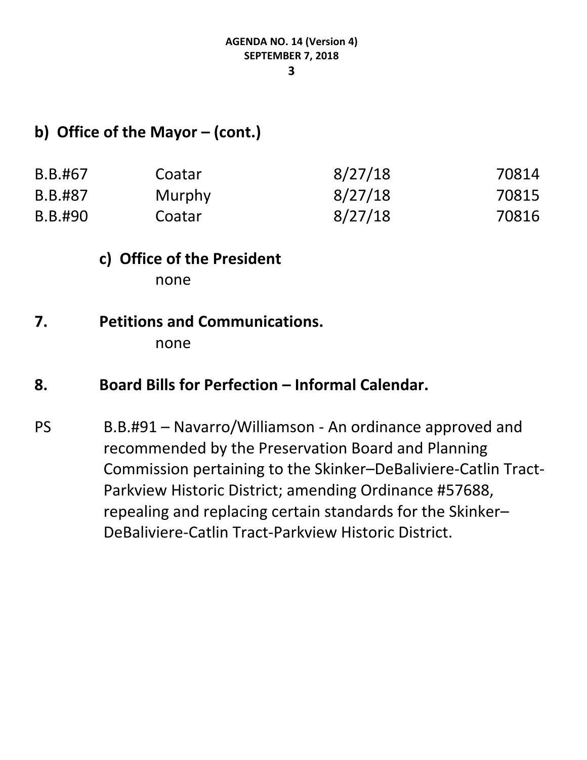## b) Office of the Mayor – (cont.)

| | | | |
|---|---|---|---|
| B.B.#67 | Coatar | 8/27/18 | 70814 |
| B.B.#87 | Murphy | 8/27/18 | 70815 |
| B.B.#90 | Coatar | 8/27/18 | 70816 |

### c) Office of the President

none

## 7. Petitions and Communications.

none

## 8. Board Bills for Perfection – Informal Calendar.

PS B.B.#91 – Navarro/Williamson - An ordinance approved and recommended by the Preservation Board and Planning Commission pertaining to the Skinker–DeBaliviere-Catlin Tract-Parkview Historic District; amending Ordinance #57688, repealing and replacing certain standards for the Skinker–DeBaliviere-Catlin Tract-Parkview Historic District.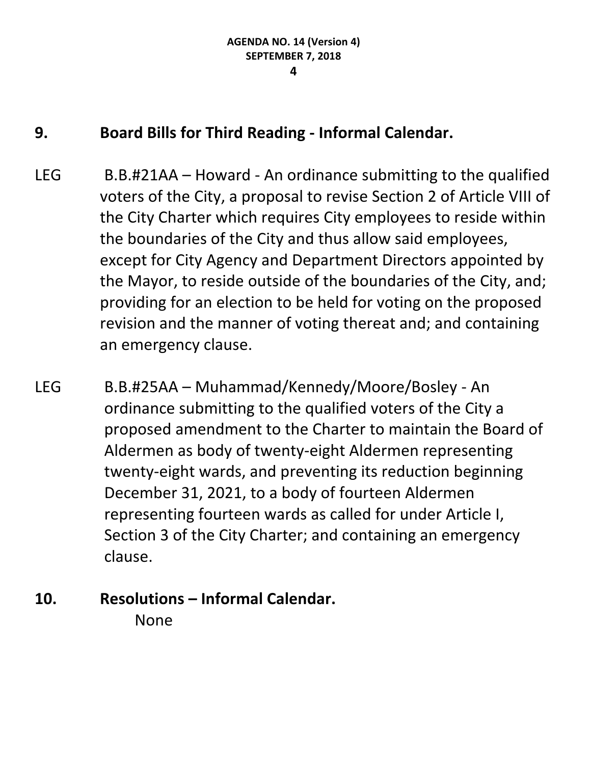## 9. Board Bills for Third Reading - Informal Calendar.

LEG B.B.#21AA – Howard - An ordinance submitting to the qualified voters of the City, a proposal to revise Section 2 of Article VIII of the City Charter which requires City employees to reside within the boundaries of the City and thus allow said employees, except for City Agency and Department Directors appointed by the Mayor, to reside outside of the boundaries of the City, and; providing for an election to be held for voting on the proposed revision and the manner of voting thereat and; and containing an emergency clause.

LEG B.B.#25AA – Muhammad/Kennedy/Moore/Bosley - An ordinance submitting to the qualified voters of the City a proposed amendment to the Charter to maintain the Board of Aldermen as body of twenty-eight Aldermen representing twenty-eight wards, and preventing its reduction beginning December 31, 2021, to a body of fourteen Aldermen representing fourteen wards as called for under Article I, Section 3 of the City Charter; and containing an emergency clause.

## 10. Resolutions – Informal Calendar.

None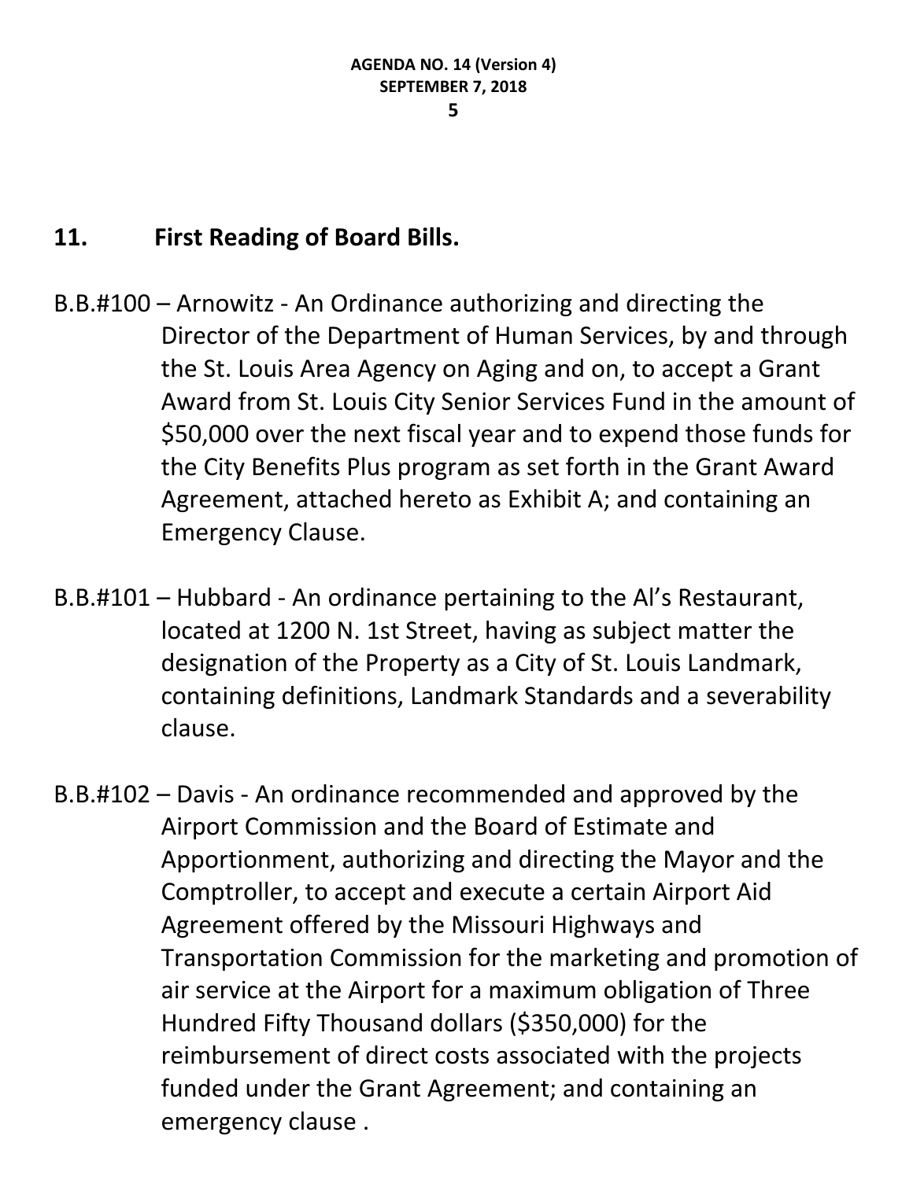## 11. First Reading of Board Bills.

B.B.#100 – Arnowitz - An Ordinance authorizing and directing the Director of the Department of Human Services, by and through the St. Louis Area Agency on Aging and on, to accept a Grant Award from St. Louis City Senior Services Fund in the amount of $50,000 over the next fiscal year and to expend those funds for the City Benefits Plus program as set forth in the Grant Award Agreement, attached hereto as Exhibit A; and containing an Emergency Clause.

B.B.#101 – Hubbard - An ordinance pertaining to the Al's Restaurant, located at 1200 N. 1st Street, having as subject matter the designation of the Property as a City of St. Louis Landmark, containing definitions, Landmark Standards and a severability clause.

B.B.#102 – Davis - An ordinance recommended and approved by the Airport Commission and the Board of Estimate and Apportionment, authorizing and directing the Mayor and the Comptroller, to accept and execute a certain Airport Aid Agreement offered by the Missouri Highways and Transportation Commission for the marketing and promotion of air service at the Airport for a maximum obligation of Three Hundred Fifty Thousand dollars ($350,000) for the reimbursement of direct costs associated with the projects funded under the Grant Agreement; and containing an emergency clause .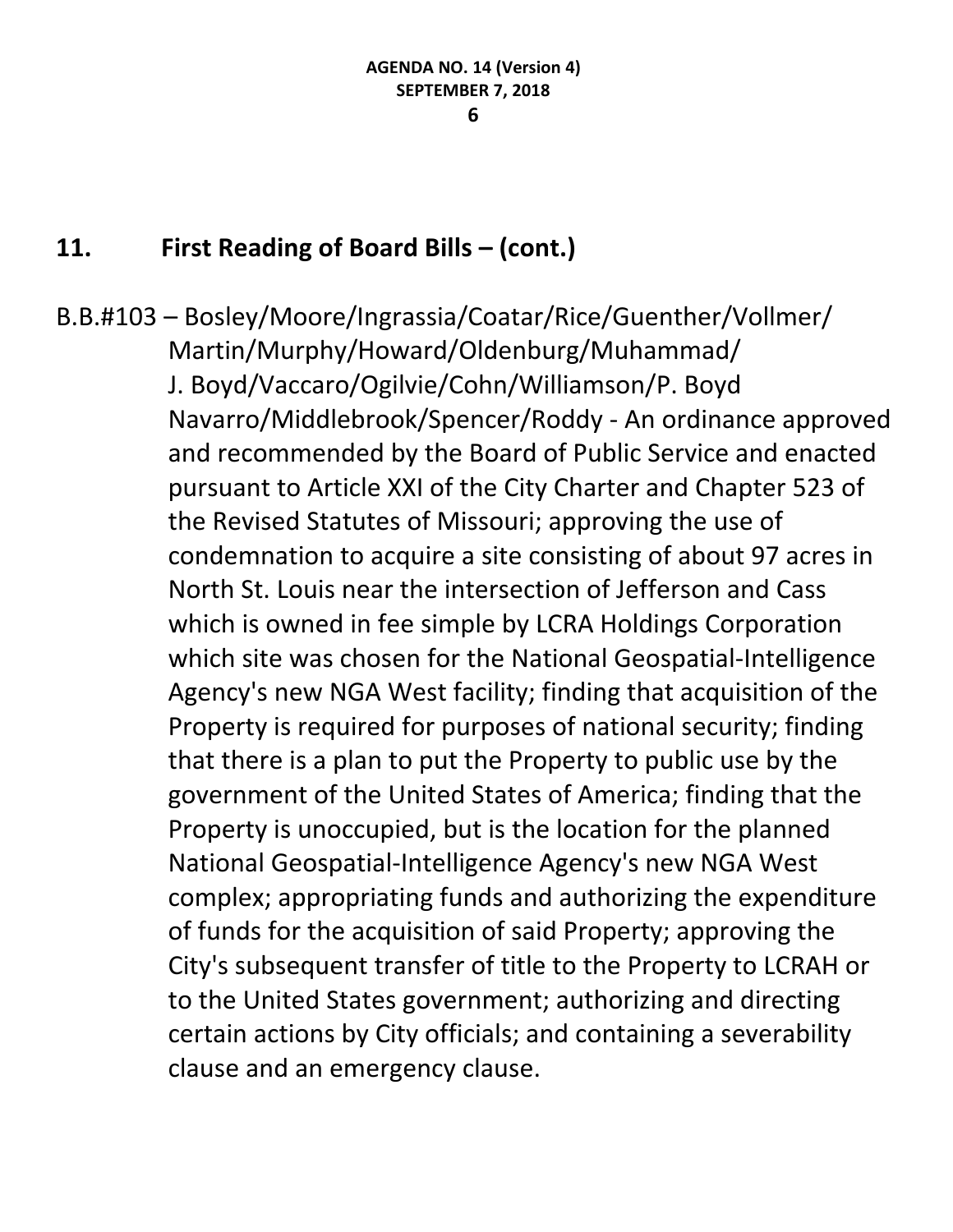## 11. First Reading of Board Bills – (cont.)

B.B.#103 – Bosley/Moore/Ingrassia/Coatar/Rice/Guenther/Vollmer/Martin/Murphy/Howard/Oldenburg/Muhammad/J. Boyd/Vaccaro/Ogilvie/Cohn/Williamson/P. Boyd Navarro/Middlebrook/Spencer/Roddy - An ordinance approved and recommended by the Board of Public Service and enacted pursuant to Article XXI of the City Charter and Chapter 523 of the Revised Statutes of Missouri; approving the use of condemnation to acquire a site consisting of about 97 acres in North St. Louis near the intersection of Jefferson and Cass which is owned in fee simple by LCRA Holdings Corporation which site was chosen for the National Geospatial-Intelligence Agency's new NGA West facility; finding that acquisition of the Property is required for purposes of national security; finding that there is a plan to put the Property to public use by the government of the United States of America; finding that the Property is unoccupied, but is the location for the planned National Geospatial-Intelligence Agency's new NGA West complex; appropriating funds and authorizing the expenditure of funds for the acquisition of said Property; approving the City's subsequent transfer of title to the Property to LCRAH or to the United States government; authorizing and directing certain actions by City officials; and containing a severability clause and an emergency clause.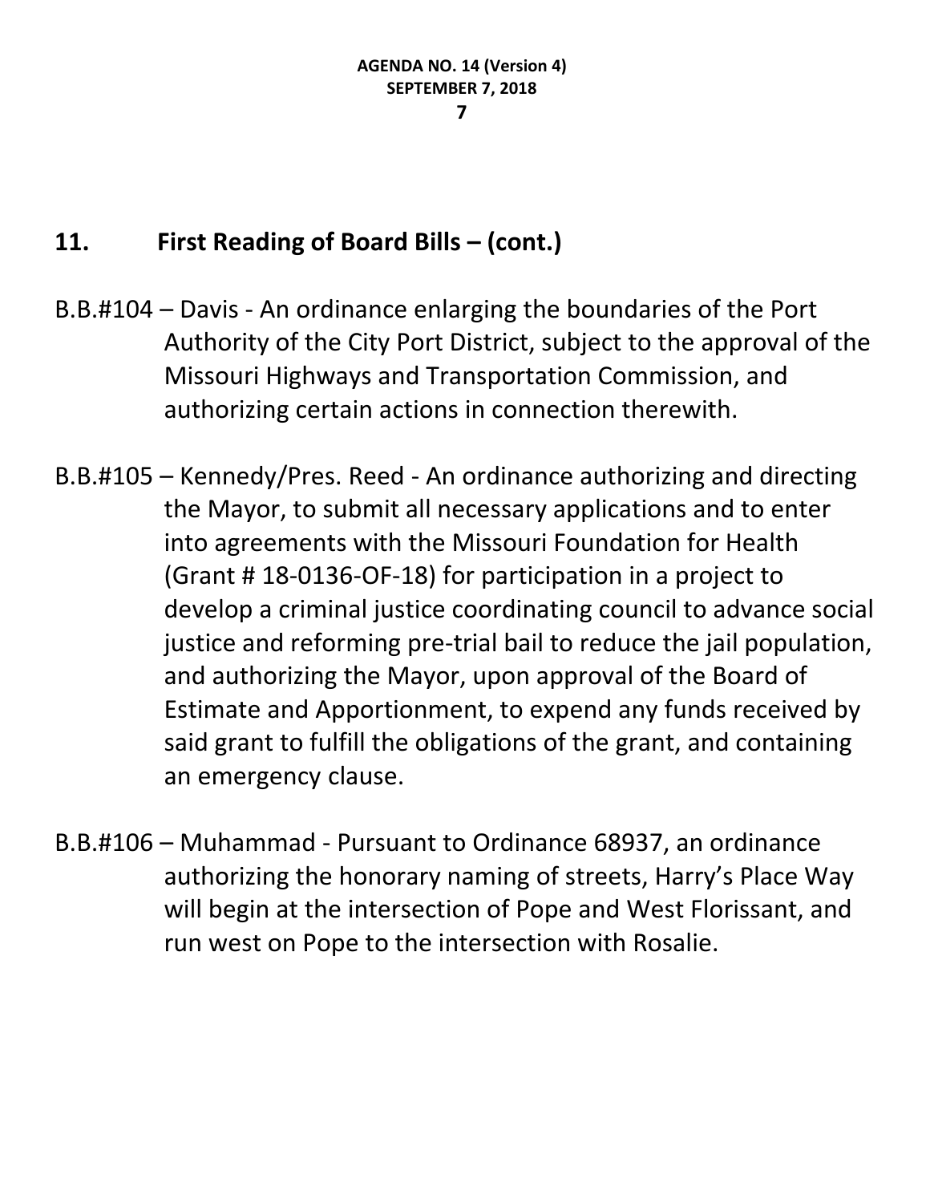## 11. First Reading of Board Bills – (cont.)

B.B.#104 – Davis - An ordinance enlarging the boundaries of the Port Authority of the City Port District, subject to the approval of the Missouri Highways and Transportation Commission, and authorizing certain actions in connection therewith.

B.B.#105 – Kennedy/Pres. Reed - An ordinance authorizing and directing the Mayor, to submit all necessary applications and to enter into agreements with the Missouri Foundation for Health (Grant # 18-0136-OF-18) for participation in a project to develop a criminal justice coordinating council to advance social justice and reforming pre-trial bail to reduce the jail population, and authorizing the Mayor, upon approval of the Board of Estimate and Apportionment, to expend any funds received by said grant to fulfill the obligations of the grant, and containing an emergency clause.

B.B.#106 – Muhammad - Pursuant to Ordinance 68937, an ordinance authorizing the honorary naming of streets, Harry's Place Way will begin at the intersection of Pope and West Florissant, and run west on Pope to the intersection with Rosalie.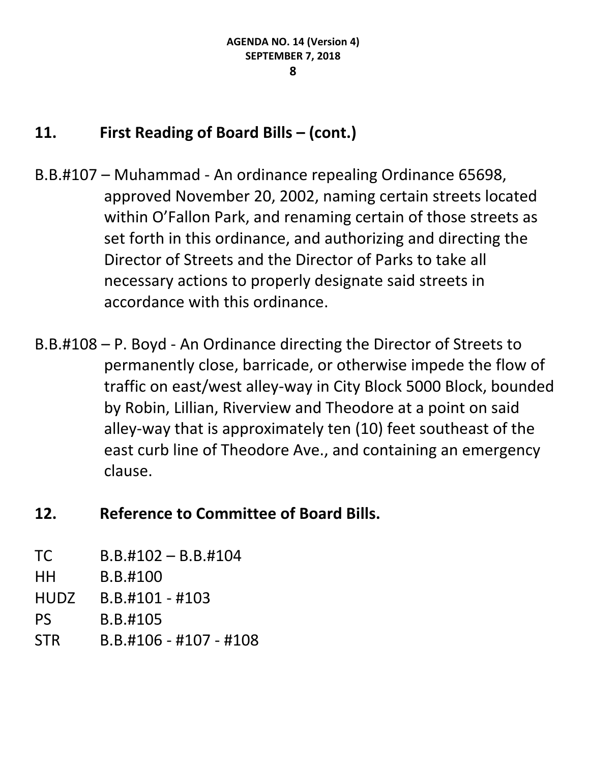## 11. First Reading of Board Bills – (cont.)

B.B.#107 – Muhammad - An ordinance repealing Ordinance 65698, approved November 20, 2002, naming certain streets located within O'Fallon Park, and renaming certain of those streets as set forth in this ordinance, and authorizing and directing the Director of Streets and the Director of Parks to take all necessary actions to properly designate said streets in accordance with this ordinance.

B.B.#108 – P. Boyd - An Ordinance directing the Director of Streets to permanently close, barricade, or otherwise impede the flow of traffic on east/west alley-way in City Block 5000 Block, bounded by Robin, Lillian, Riverview and Theodore at a point on said alley-way that is approximately ten (10) feet southeast of the east curb line of Theodore Ave., and containing an emergency clause.

## 12. Reference to Committee of Board Bills.

| | |
|---|---|
| TC | B.B.#102 – B.B.#104 |
| HH | B.B.#100 |
| HUDZ | B.B.#101 - #103 |
| PS | B.B.#105 |
| STR | B.B.#106 - #107 - #108 |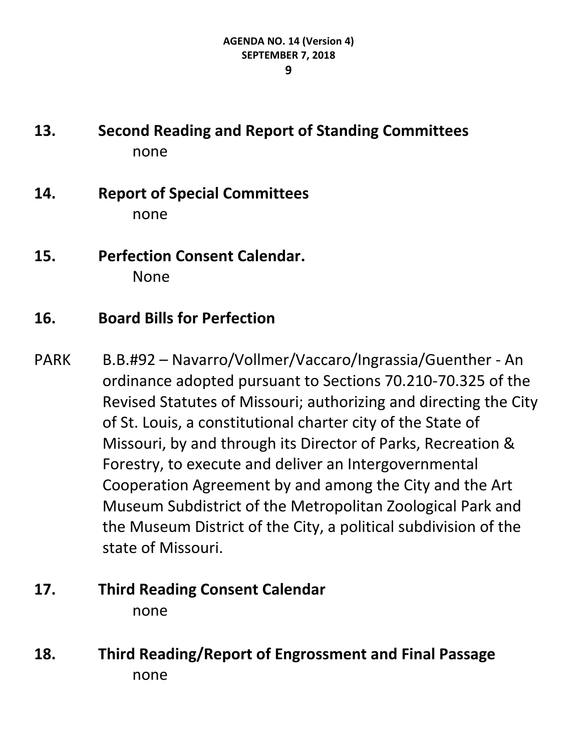## 13. Second Reading and Report of Standing Committees

none

## 14. Report of Special Committees

none

## 15. Perfection Consent Calendar.

None

## 16. Board Bills for Perfection

PARK B.B.#92 – Navarro/Vollmer/Vaccaro/Ingrassia/Guenther - An ordinance adopted pursuant to Sections 70.210-70.325 of the Revised Statutes of Missouri; authorizing and directing the City of St. Louis, a constitutional charter city of the State of Missouri, by and through its Director of Parks, Recreation & Forestry, to execute and deliver an Intergovernmental Cooperation Agreement by and among the City and the Art Museum Subdistrict of the Metropolitan Zoological Park and the Museum District of the City, a political subdivision of the state of Missouri.

## 17. Third Reading Consent Calendar

none

## 18. Third Reading/Report of Engrossment and Final Passage

none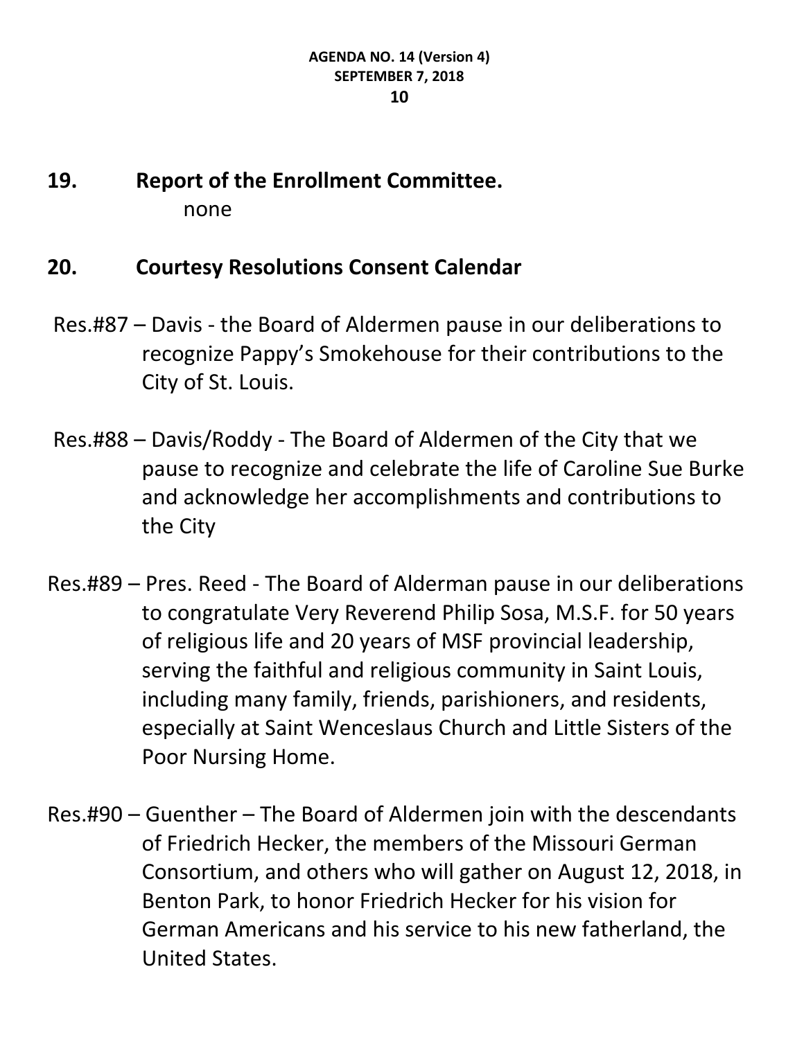## 19. Report of the Enrollment Committee.

none

## 20. Courtesy Resolutions Consent Calendar

Res.#87 – Davis - the Board of Aldermen pause in our deliberations to recognize Pappy's Smokehouse for their contributions to the City of St. Louis.

Res.#88 – Davis/Roddy - The Board of Aldermen of the City that we pause to recognize and celebrate the life of Caroline Sue Burke and acknowledge her accomplishments and contributions to the City

Res.#89 – Pres. Reed - The Board of Alderman pause in our deliberations to congratulate Very Reverend Philip Sosa, M.S.F. for 50 years of religious life and 20 years of MSF provincial leadership, serving the faithful and religious community in Saint Louis, including many family, friends, parishioners, and residents, especially at Saint Wenceslaus Church and Little Sisters of the Poor Nursing Home.

Res.#90 – Guenther – The Board of Aldermen join with the descendants of Friedrich Hecker, the members of the Missouri German Consortium, and others who will gather on August 12, 2018, in Benton Park, to honor Friedrich Hecker for his vision for German Americans and his service to his new fatherland, the United States.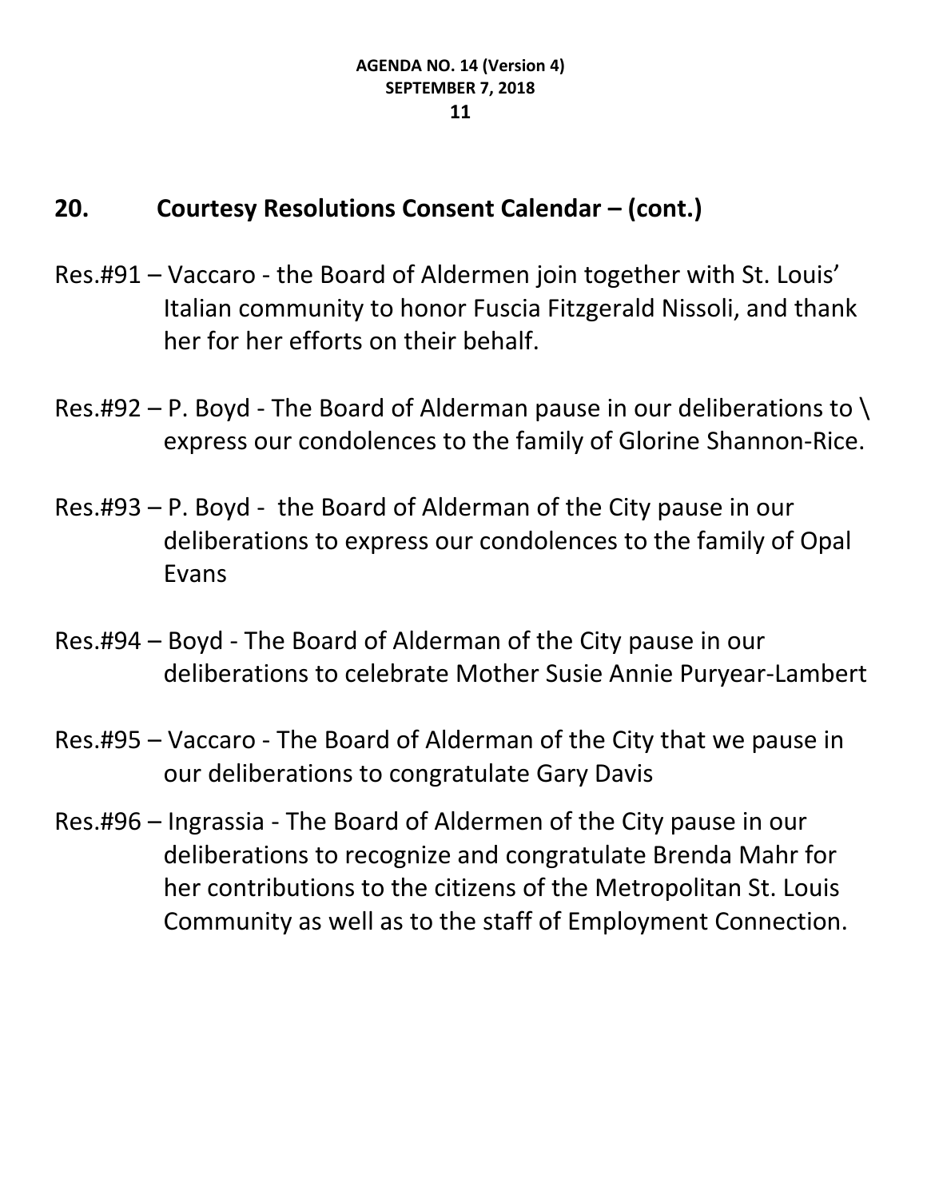## 20. Courtesy Resolutions Consent Calendar – (cont.)

Res.#91 – Vaccaro - the Board of Aldermen join together with St. Louis' Italian community to honor Fuscia Fitzgerald Nissoli, and thank her for her efforts on their behalf.

Res.#92 – P. Boyd - The Board of Alderman pause in our deliberations to \ express our condolences to the family of Glorine Shannon-Rice.

Res.#93 – P. Boyd - the Board of Alderman of the City pause in our deliberations to express our condolences to the family of Opal Evans

Res.#94 – Boyd - The Board of Alderman of the City pause in our deliberations to celebrate Mother Susie Annie Puryear-Lambert

Res.#95 – Vaccaro - The Board of Alderman of the City that we pause in our deliberations to congratulate Gary Davis

Res.#96 – Ingrassia - The Board of Aldermen of the City pause in our deliberations to recognize and congratulate Brenda Mahr for her contributions to the citizens of the Metropolitan St. Louis Community as well as to the staff of Employment Connection.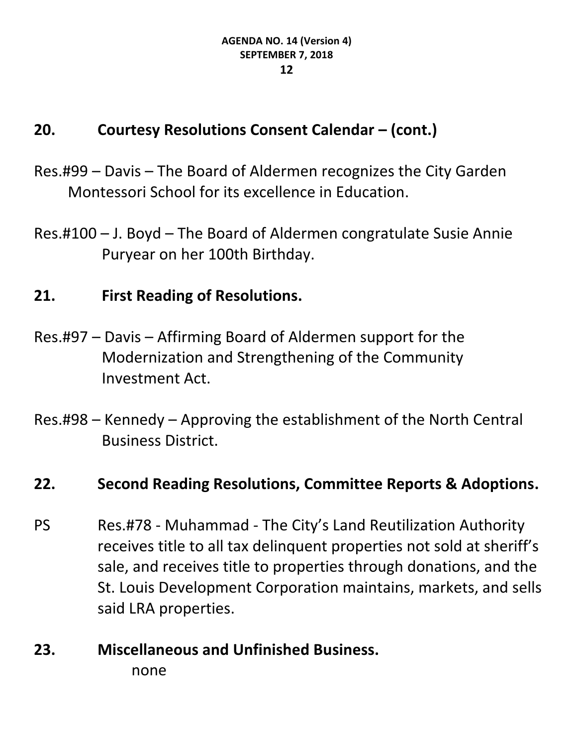## 20. Courtesy Resolutions Consent Calendar – (cont.)

Res.#99 – Davis – The Board of Aldermen recognizes the City Garden Montessori School for its excellence in Education.

Res.#100 – J. Boyd – The Board of Aldermen congratulate Susie Annie Puryear on her 100th Birthday.

## 21. First Reading of Resolutions.

Res.#97 – Davis – Affirming Board of Aldermen support for the Modernization and Strengthening of the Community Investment Act.

Res.#98 – Kennedy – Approving the establishment of the North Central Business District.

## 22. Second Reading Resolutions, Committee Reports & Adoptions.

PS Res.#78 - Muhammad - The City's Land Reutilization Authority receives title to all tax delinquent properties not sold at sheriff's sale, and receives title to properties through donations, and the St. Louis Development Corporation maintains, markets, and sells said LRA properties.

## 23. Miscellaneous and Unfinished Business.

none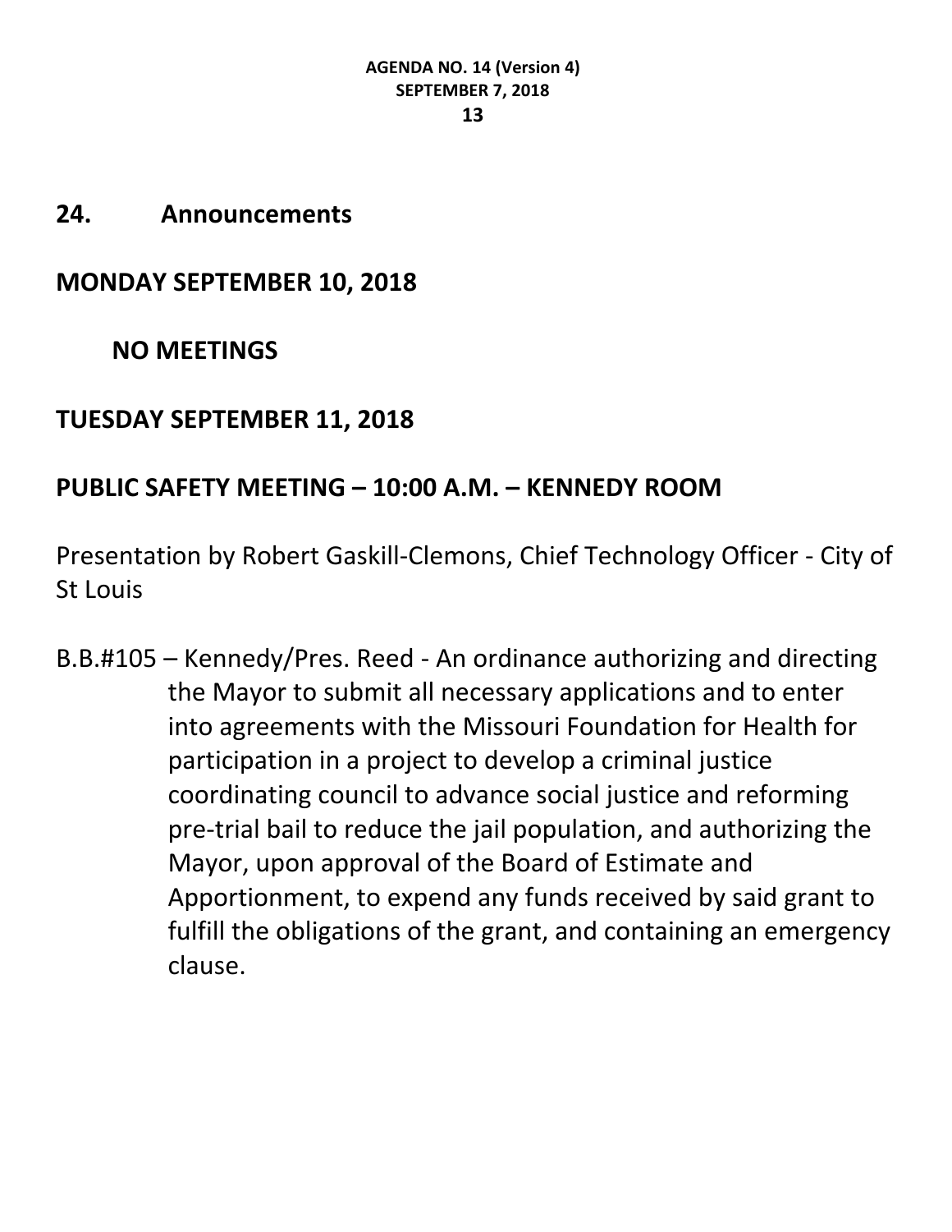## 24. Announcements

**MONDAY SEPTEMBER 10, 2018**

**NO MEETINGS**

**TUESDAY SEPTEMBER 11, 2018**

**PUBLIC SAFETY MEETING – 10:00 A.M. – KENNEDY ROOM**

Presentation by Robert Gaskill-Clemons, Chief Technology Officer - City of St Louis

B.B.#105 – Kennedy/Pres. Reed - An ordinance authorizing and directing the Mayor to submit all necessary applications and to enter into agreements with the Missouri Foundation for Health for participation in a project to develop a criminal justice coordinating council to advance social justice and reforming pre-trial bail to reduce the jail population, and authorizing the Mayor, upon approval of the Board of Estimate and Apportionment, to expend any funds received by said grant to fulfill the obligations of the grant, and containing an emergency clause.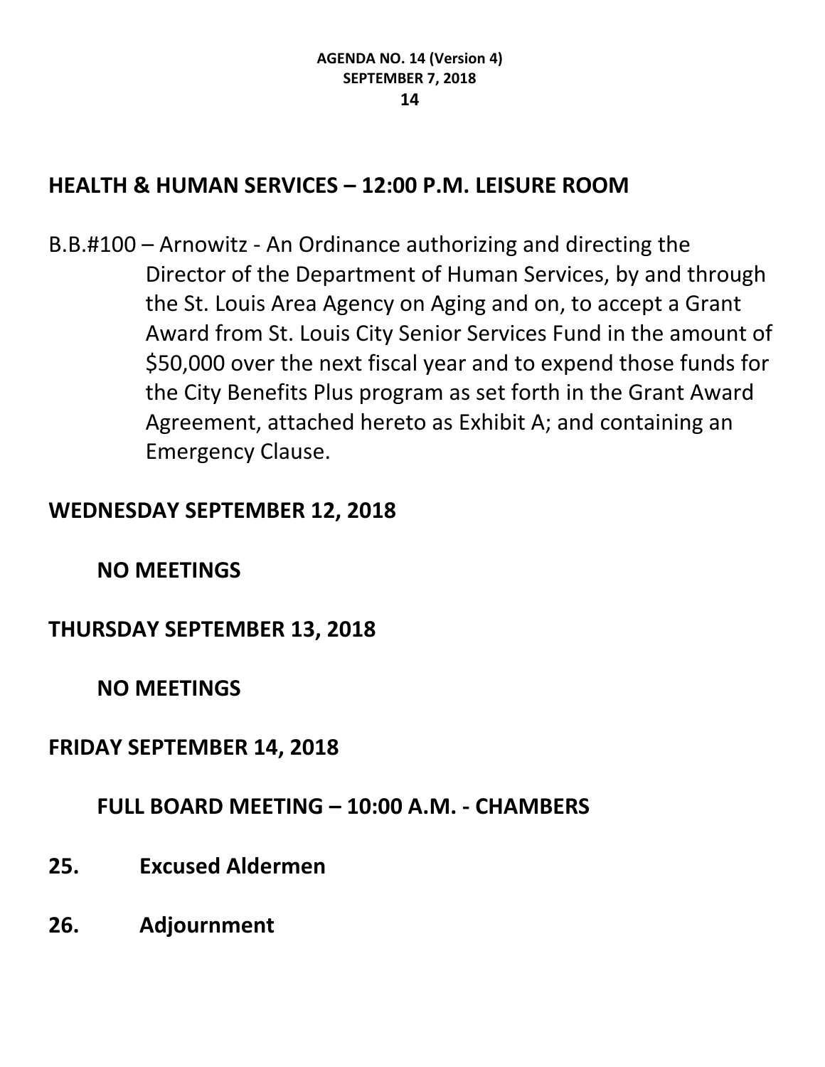## HEALTH & HUMAN SERVICES – 12:00 P.M. LEISURE ROOM

B.B.#100 – Arnowitz - An Ordinance authorizing and directing the Director of the Department of Human Services, by and through the St. Louis Area Agency on Aging and on, to accept a Grant Award from St. Louis City Senior Services Fund in the amount of $50,000 over the next fiscal year and to expend those funds for the City Benefits Plus program as set forth in the Grant Award Agreement, attached hereto as Exhibit A; and containing an Emergency Clause.

## WEDNESDAY SEPTEMBER 12, 2018

**NO MEETINGS**

## THURSDAY SEPTEMBER 13, 2018

**NO MEETINGS**

## FRIDAY SEPTEMBER 14, 2018

**FULL BOARD MEETING – 10:00 A.M. - CHAMBERS**

**25. Excused Aldermen**

**26. Adjournment**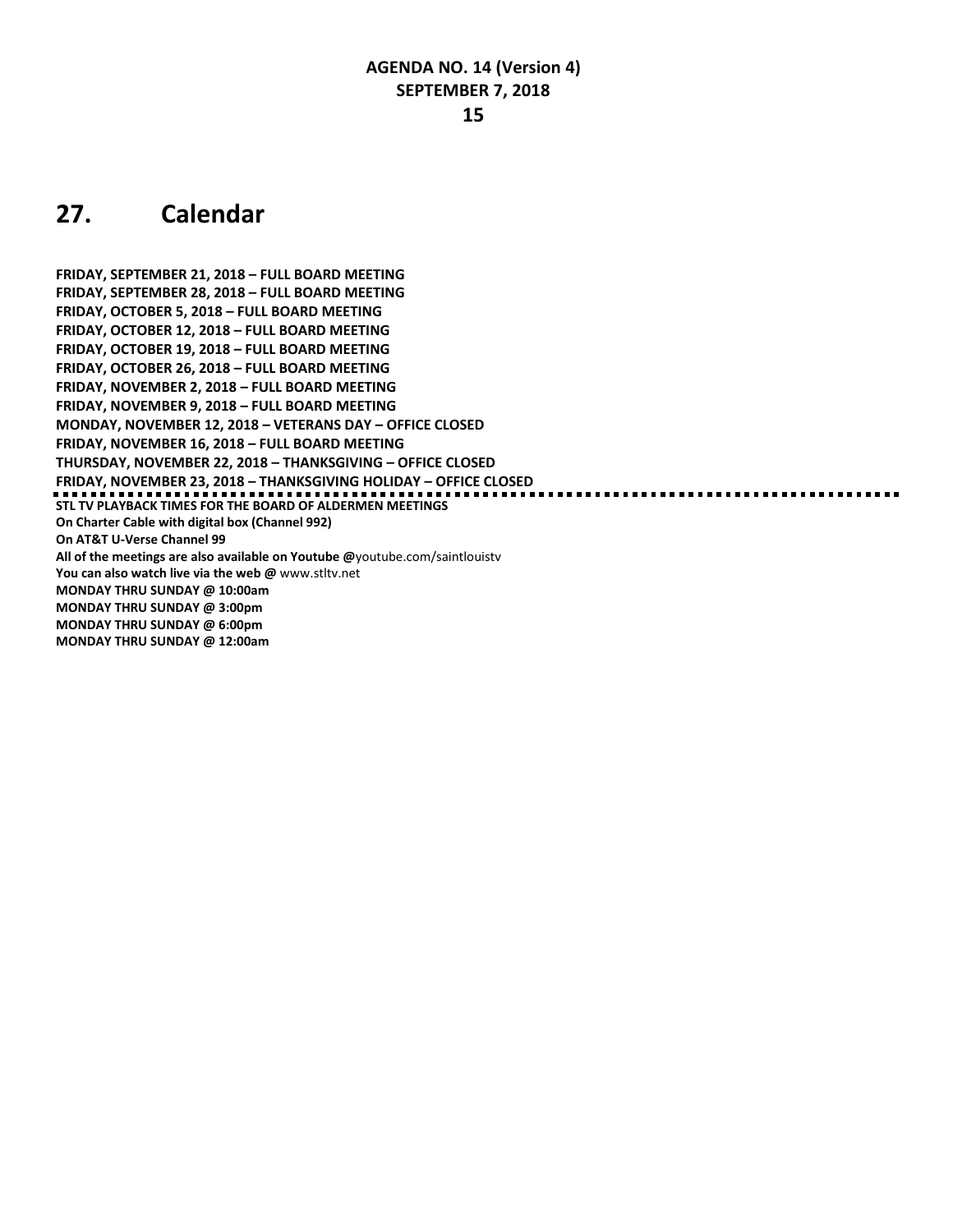## 27. Calendar

**FRIDAY, SEPTEMBER 21, 2018 – FULL BOARD MEETING**
**FRIDAY, SEPTEMBER 28, 2018 – FULL BOARD MEETING**
**FRIDAY, OCTOBER 5, 2018 – FULL BOARD MEETING**
**FRIDAY, OCTOBER 12, 2018 – FULL BOARD MEETING**
**FRIDAY, OCTOBER 19, 2018 – FULL BOARD MEETING**
**FRIDAY, OCTOBER 26, 2018 – FULL BOARD MEETING**
**FRIDAY, NOVEMBER 2, 2018 – FULL BOARD MEETING**
**FRIDAY, NOVEMBER 9, 2018 – FULL BOARD MEETING**
**MONDAY, NOVEMBER 12, 2018 – VETERANS DAY – OFFICE CLOSED**
**FRIDAY, NOVEMBER 16, 2018 – FULL BOARD MEETING**
**THURSDAY, NOVEMBER 22, 2018 – THANKSGIVING – OFFICE CLOSED**
**FRIDAY, NOVEMBER 23, 2018 – THANKSGIVING HOLIDAY – OFFICE CLOSED**

---

**STL TV PLAYBACK TIMES FOR THE BOARD OF ALDERMEN MEETINGS**
**On Charter Cable with digital box (Channel 992)**
**On AT&T U-Verse Channel 99**
**All of the meetings are also available on Youtube @**youtube.com/saintlouistv
**You can also watch live via the web @** www.stltv.net
**MONDAY THRU SUNDAY @ 10:00am**
**MONDAY THRU SUNDAY @ 3:00pm**
**MONDAY THRU SUNDAY @ 6:00pm**
**MONDAY THRU SUNDAY @ 12:00am**